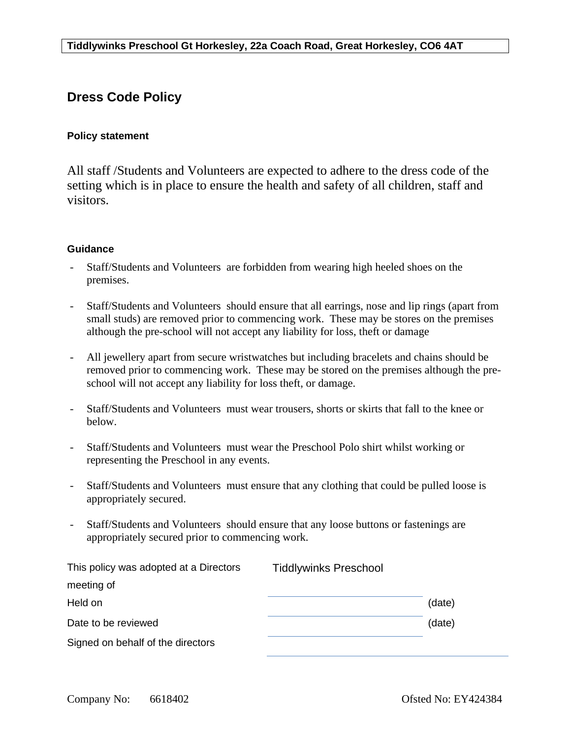Tiddlywinks Preschool Gt Horkesley, 22a Coach Road, Great Horkesley, CO6 4AT

# Dress Code Policy

### Policy statement

All staff /Students and Volunteers are expected to adhere to the dress code of the setting which is in place to ensure the health and safety of all children, staff and visitors.

### Guidance

- Staff/Students and Volunteers are forbidden from wearing high heeled shoes on the premises.

- Staff/Students and Volunteers should ensure that all earrings, nose and lip rings (apart from small studs) are removed prior to commencing work. These may be stores on the premises although the pre-school will not accept any liability for loss, theft or damage

- All jewellery apart from secure wristwatches but including bracelets and chains should be removed prior to commencing work. These may be stored on the premises although the pre-school will not accept any liability for loss theft, or damage.

- Staff/Students and Volunteers must wear trousers, shorts or skirts that fall to the knee or below.

- Staff/Students and Volunteers must wear the Preschool Polo shirt whilst working or representing the Preschool in any events.

- Staff/Students and Volunteers must ensure that any clothing that could be pulled loose is appropriately secured.

- Staff/Students and Volunteers should ensure that any loose buttons or fastenings are appropriately secured prior to commencing work.

| This policy was adopted at a Directors meeting of | Tiddlywinks Preschool | |
|---|---|---|
| Held on | | (date) |
| Date to be reviewed | | (date) |
| Signed on behalf of the directors | | |

Company No: 6618402 Ofsted No: EY424384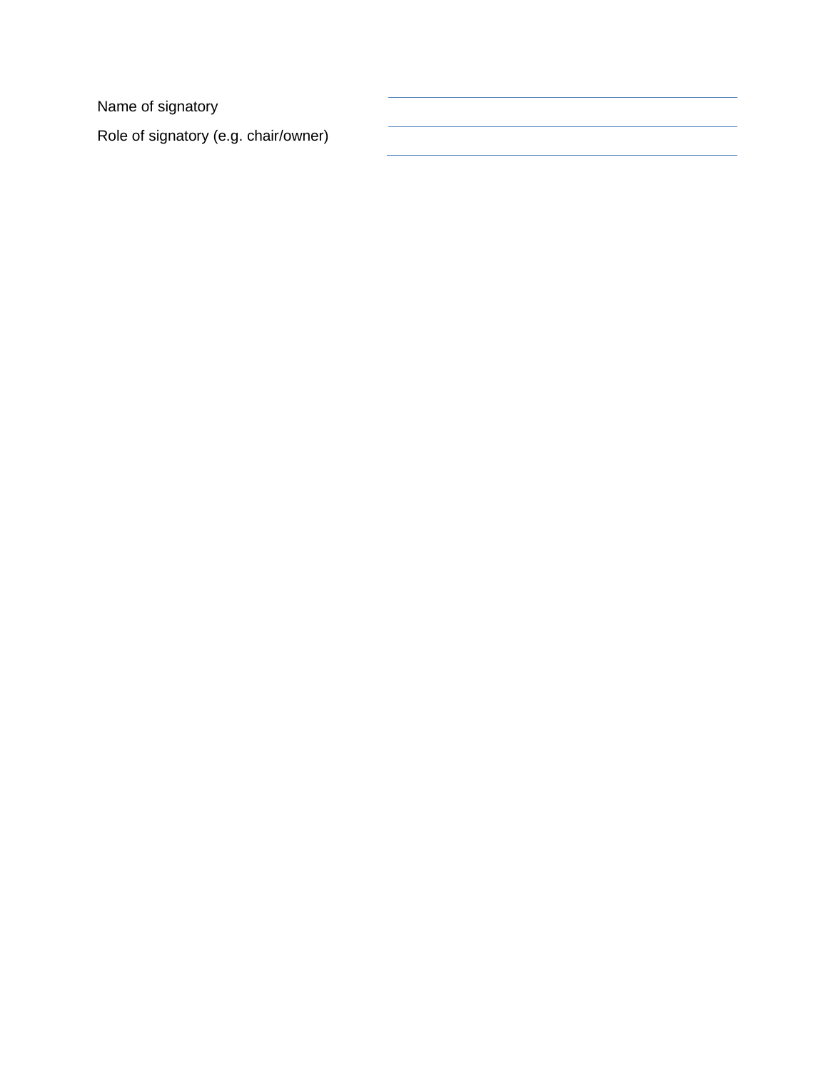Name of signatory ____________________

Role of signatory (e.g. chair/owner) ____________________